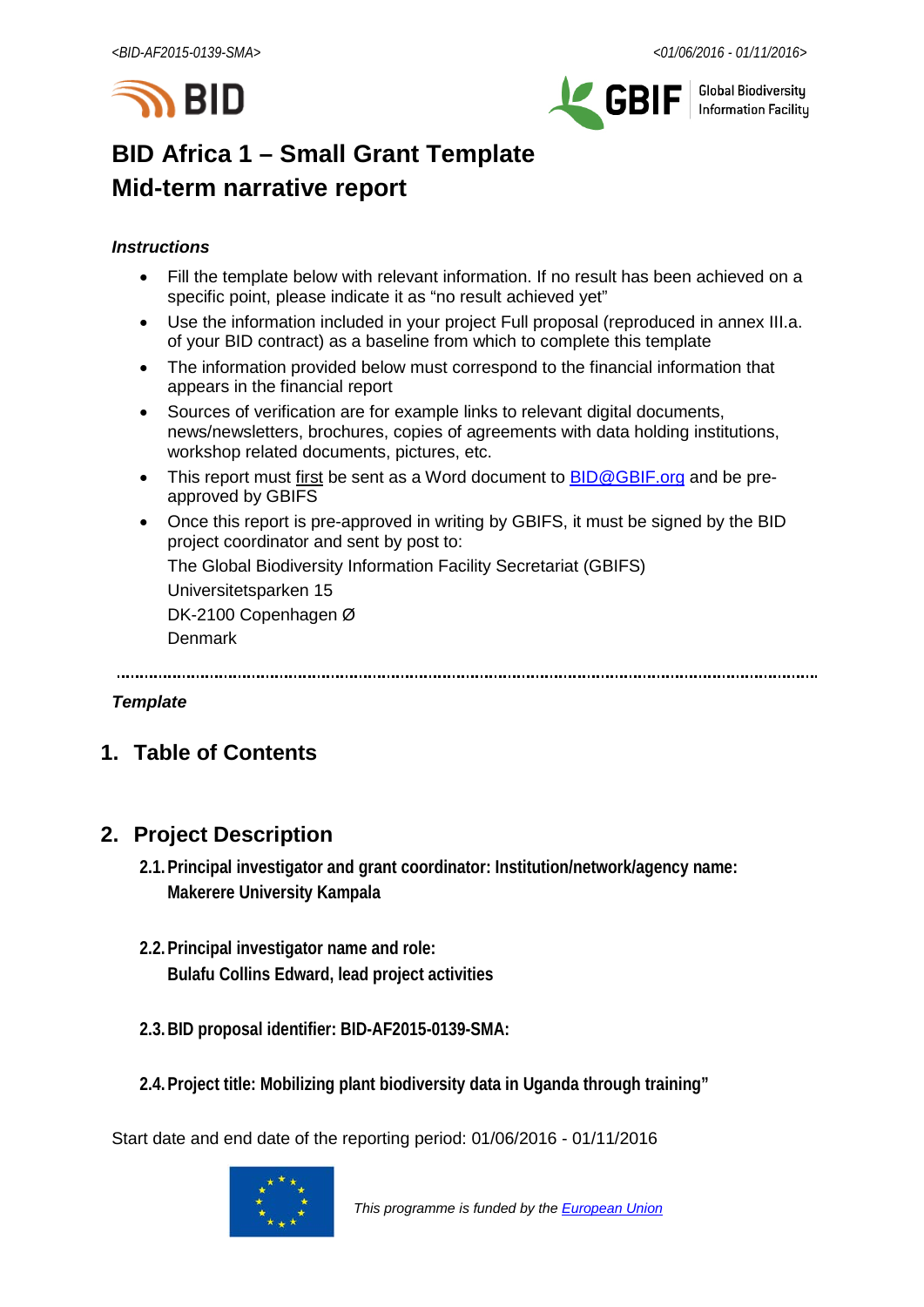# BID Africa 1 – Small Grant Template
# Mid-term narrative report

***Instructions***

- Fill the template below with relevant information. If no result has been achieved on a specific point, please indicate it as "no result achieved yet"
- Use the information included in your project Full proposal (reproduced in annex III.a. of your BID contract) as a baseline from which to complete this template
- The information provided below must correspond to the financial information that appears in the financial report
- Sources of verification are for example links to relevant digital documents, news/newsletters, brochures, copies of agreements with data holding institutions, workshop related documents, pictures, etc.
- This report must first be sent as a Word document to BID@GBIF.org and be pre-approved by GBIFS
- Once this report is pre-approved in writing by GBIFS, it must be signed by the BID project coordinator and sent by post to:

  The Global Biodiversity Information Facility Secretariat (GBIFS)
  Universitetsparken 15
  DK-2100 Copenhagen Ø
  Denmark

---

***Template***

## 1. Table of Contents

## 2. Project Description

### 2.1. Principal investigator and grant coordinator: Institution/network/agency name: Makerere University Kampala

### 2.2. Principal investigator name and role: Bulafu Collins Edward, lead project activities

### 2.3. BID proposal identifier: BID-AF2015-0139-SMA:

### 2.4. Project title: Mobilizing plant biodiversity data in Uganda through training"

Start date and end date of the reporting period: 01/06/2016 - 01/11/2016

*This programme is funded by the European Union*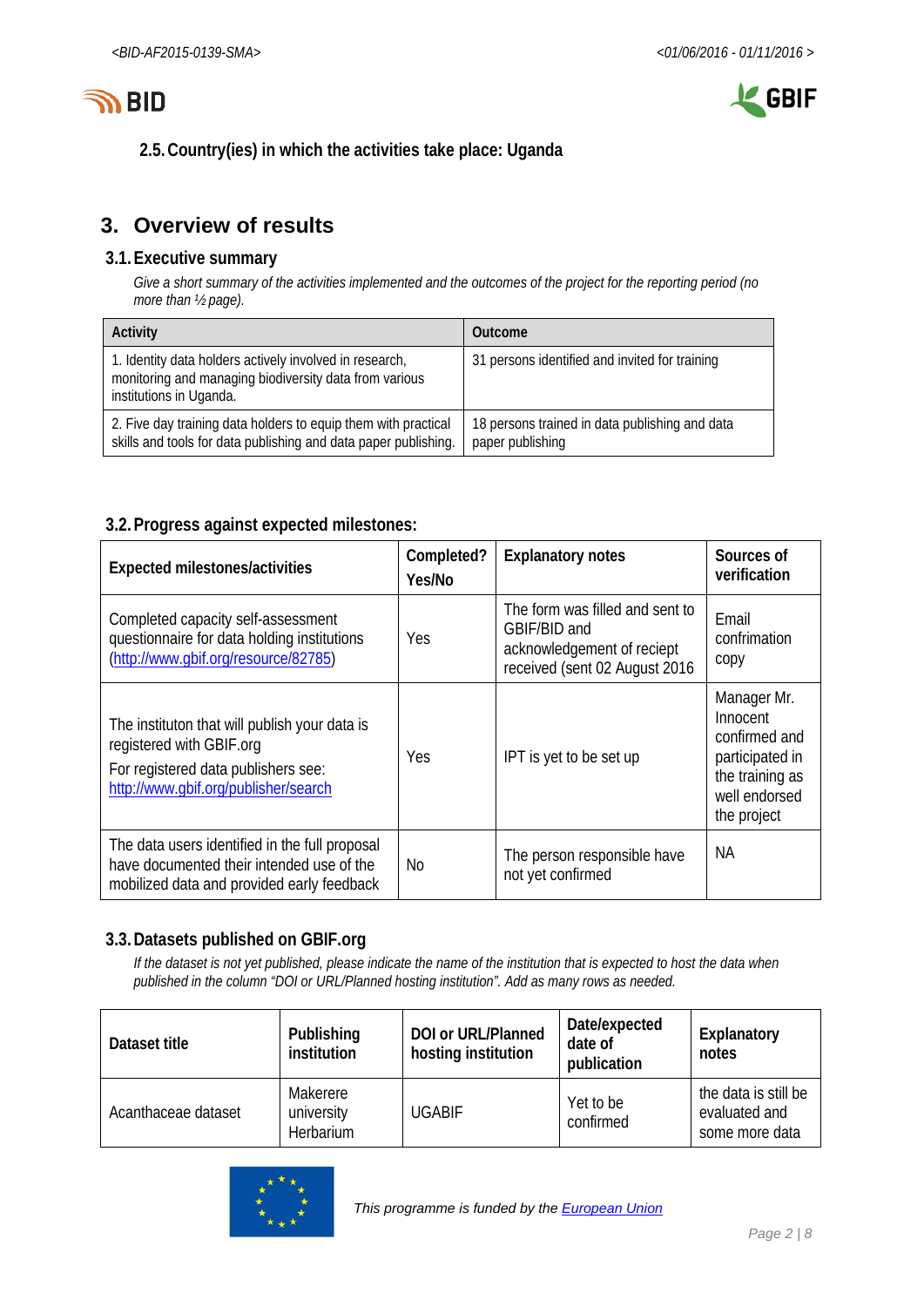### 2.5. Country(ies) in which the activities take place: Uganda

## 3. Overview of results

### 3.1. Executive summary

*Give a short summary of the activities implemented and the outcomes of the project for the reporting period (no more than ½ page).*

| Activity | Outcome |
|---|---|
| 1. Identity data holders actively involved in research, monitoring and managing biodiversity data from various institutions in Uganda. | 31 persons identified and invited for training |
| 2. Five day training data holders to equip them with practical skills and tools for data publishing and data paper publishing. | 18 persons trained in data publishing and data paper publishing |

### 3.2. Progress against expected milestones:

| Expected milestones/activities | Completed? Yes/No | Explanatory notes | Sources of verification |
|---|---|---|---|
| Completed capacity self-assessment questionnaire for data holding institutions (http://www.gbif.org/resource/82785) | Yes | The form was filled and sent to GBIF/BID and acknowledgement of reciept received (sent 02 August 2016 | Email confirmation copy |
| The instituton that will publish your data is registered with GBIF.org<br>For registered data publishers see: http://www.gbif.org/publisher/search | Yes | IPT is yet to be set up | Manager Mr. Innocent confirmed and participated in the training as well endorsed the project |
| The data users identified in the full proposal have documented their intended use of the mobilized data and provided early feedback | No | The person responsible have not yet confirmed | NA |

### 3.3. Datasets published on GBIF.org

*If the dataset is not yet published, please indicate the name of the institution that is expected to host the data when published in the column "DOI or URL/Planned hosting institution". Add as many rows as needed.*

| Dataset title | Publishing institution | DOI or URL/Planned hosting institution | Date/expected date of publication | Explanatory notes |
|---|---|---|---|---|
| Acanthaceae dataset | Makerere university Herbarium | UGABIF | Yet to be confirmed | the data is still be evaluated and some more data |

*This programme is funded by the European Union*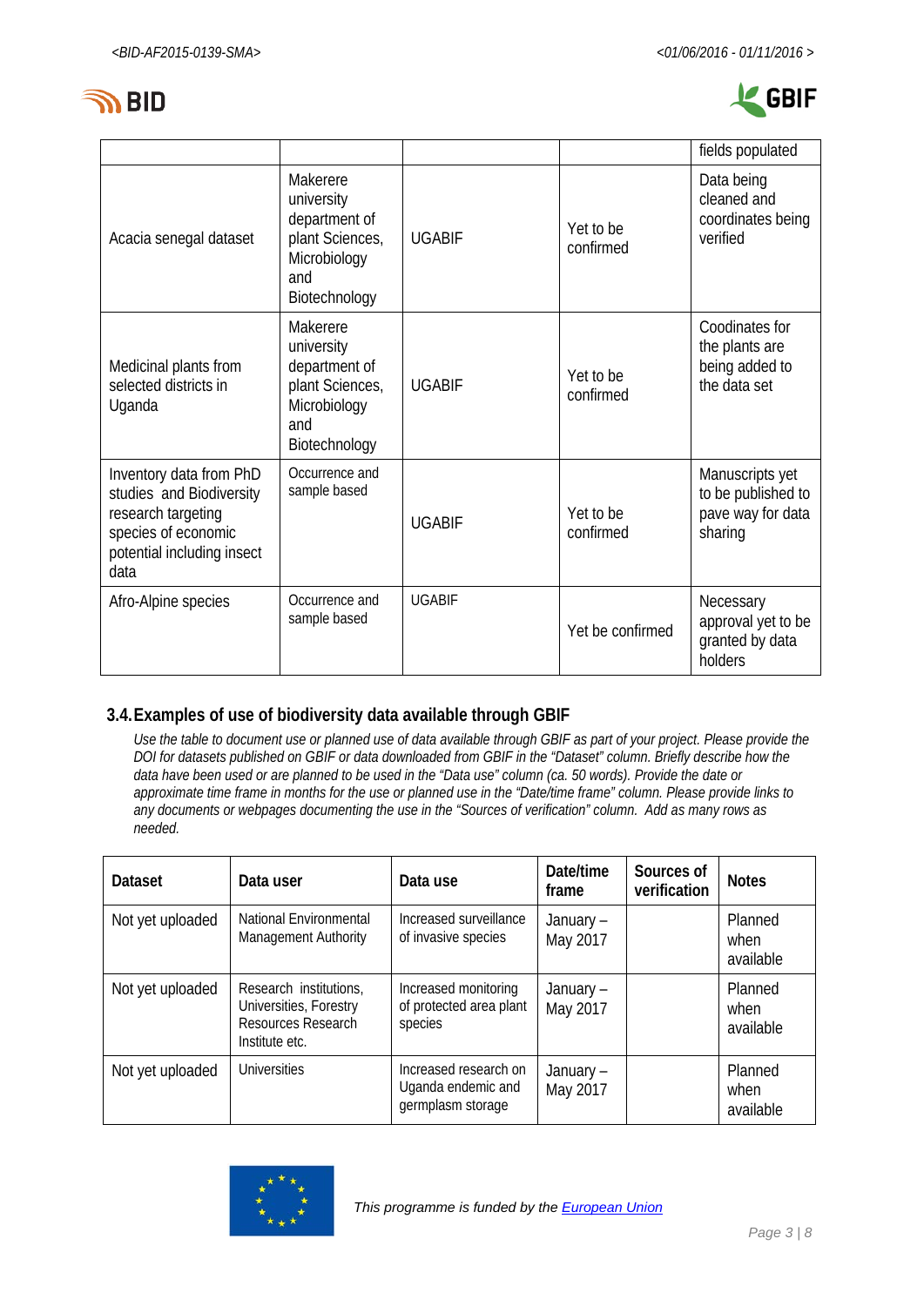| | | | | fields populated |
|---|---|---|---|---|
| Acacia senegal dataset | Makerere university department of plant Sciences, Microbiology and Biotechnology | UGABIF | Yet to be confirmed | Data being cleaned and coordinates being verified |
| Medicinal plants from selected districts in Uganda | Makerere university department of plant Sciences, Microbiology and Biotechnology | UGABIF | Yet to be confirmed | Coodinates for the plants are being added to the data set |
| Inventory data from PhD studies and Biodiversity research targeting species of economic potential including insect data | Occurrence and sample based | UGABIF | Yet to be confirmed | Manuscripts yet to be published to pave way for data sharing |
| Afro-Alpine species | Occurrence and sample based | UGABIF | Yet be confirmed | Necessary approval yet to be granted by data holders |

### 3.4. Examples of use of biodiversity data available through GBIF

*Use the table to document use or planned use of data available through GBIF as part of your project. Please provide the DOI for datasets published on GBIF or data downloaded from GBIF in the "Dataset" column. Briefly describe how the data have been used or are planned to be used in the "Data use" column (ca. 50 words). Provide the date or approximate time frame in months for the use or planned use in the "Date/time frame" column. Please provide links to any documents or webpages documenting the use in the "Sources of verification" column. Add as many rows as needed.*

| Dataset | Data user | Data use | Date/time frame | Sources of verification | Notes |
|---|---|---|---|---|---|
| Not yet uploaded | National Environmental Management Authority | Increased surveillance of invasive species | January – May 2017 | | Planned when available |
| Not yet uploaded | Research institutions, Universities, Forestry Resources Research Institute etc. | Increased monitoring of protected area plant species | January – May 2017 | | Planned when available |
| Not yet uploaded | Universities | Increased research on Uganda endemic and germplasm storage | January – May 2017 | | Planned when available |

*This programme is funded by the European Union*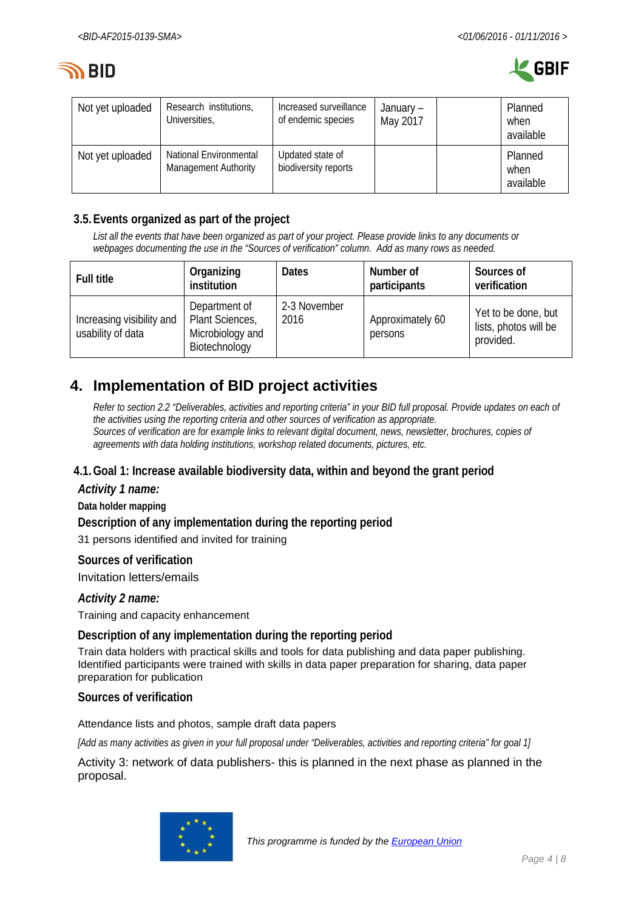| Not yet uploaded | Research institutions, Universities, | Increased surveillance of endemic species | January – May 2017 | | Planned when available |
|---|---|---|---|---|---|
| Not yet uploaded | National Environmental Management Authority | Updated state of biodiversity reports | | | Planned when available |

### 3.5. Events organized as part of the project

*List all the events that have been organized as part of your project. Please provide links to any documents or webpages documenting the use in the "Sources of verification" column. Add as many rows as needed.*

| Full title | Organizing institution | Dates | Number of participants | Sources of verification |
|---|---|---|---|---|
| Increasing visibility and usability of data | Department of Plant Sciences, Microbiology and Biotechnology | 2-3 November 2016 | Approximately 60 persons | Yet to be done, but lists, photos will be provided. |

## 4. Implementation of BID project activities

*Refer to section 2.2 "Deliverables, activities and reporting criteria" in your BID full proposal. Provide updates on each of the activities using the reporting criteria and other sources of verification as appropriate.*
*Sources of verification are for example links to relevant digital document, news, newsletter, brochures, copies of agreements with data holding institutions, workshop related documents, pictures, etc.*

### 4.1. Goal 1: Increase available biodiversity data, within and beyond the grant period

***Activity 1 name:***

**Data holder mapping**

**Description of any implementation during the reporting period**

31 persons identified and invited for training

**Sources of verification**

Invitation letters/emails

***Activity 2 name:***

Training and capacity enhancement

**Description of any implementation during the reporting period**

Train data holders with practical skills and tools for data publishing and data paper publishing. Identified participants were trained with skills in data paper preparation for sharing, data paper preparation for publication

**Sources of verification**

Attendance lists and photos, sample draft data papers

*[Add as many activities as given in your full proposal under "Deliverables, activities and reporting criteria" for goal 1]*

Activity 3: network of data publishers- this is planned in the next phase as planned in the proposal.

*This programme is funded by the European Union*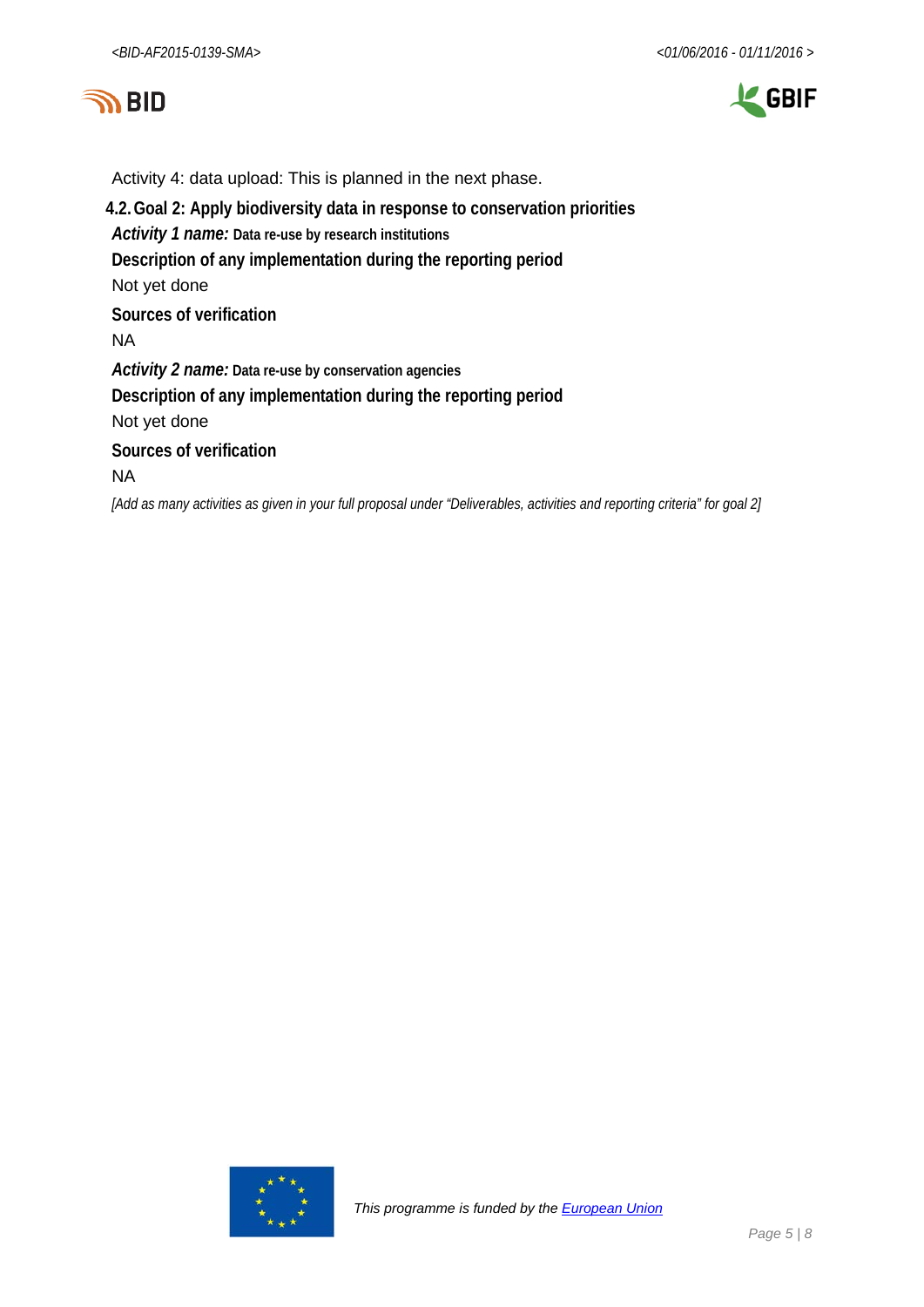Activity 4: data upload: This is planned in the next phase.

## 4.2. Goal 2: Apply biodiversity data in response to conservation priorities

***Activity 1 name:*** **Data re-use by research institutions**

**Description of any implementation during the reporting period**

Not yet done

**Sources of verification**

NA

***Activity 2 name:*** **Data re-use by conservation agencies**

**Description of any implementation during the reporting period**

Not yet done

**Sources of verification**

NA

*[Add as many activities as given in your full proposal under "Deliverables, activities and reporting criteria" for goal 2]*

*This programme is funded by the European Union*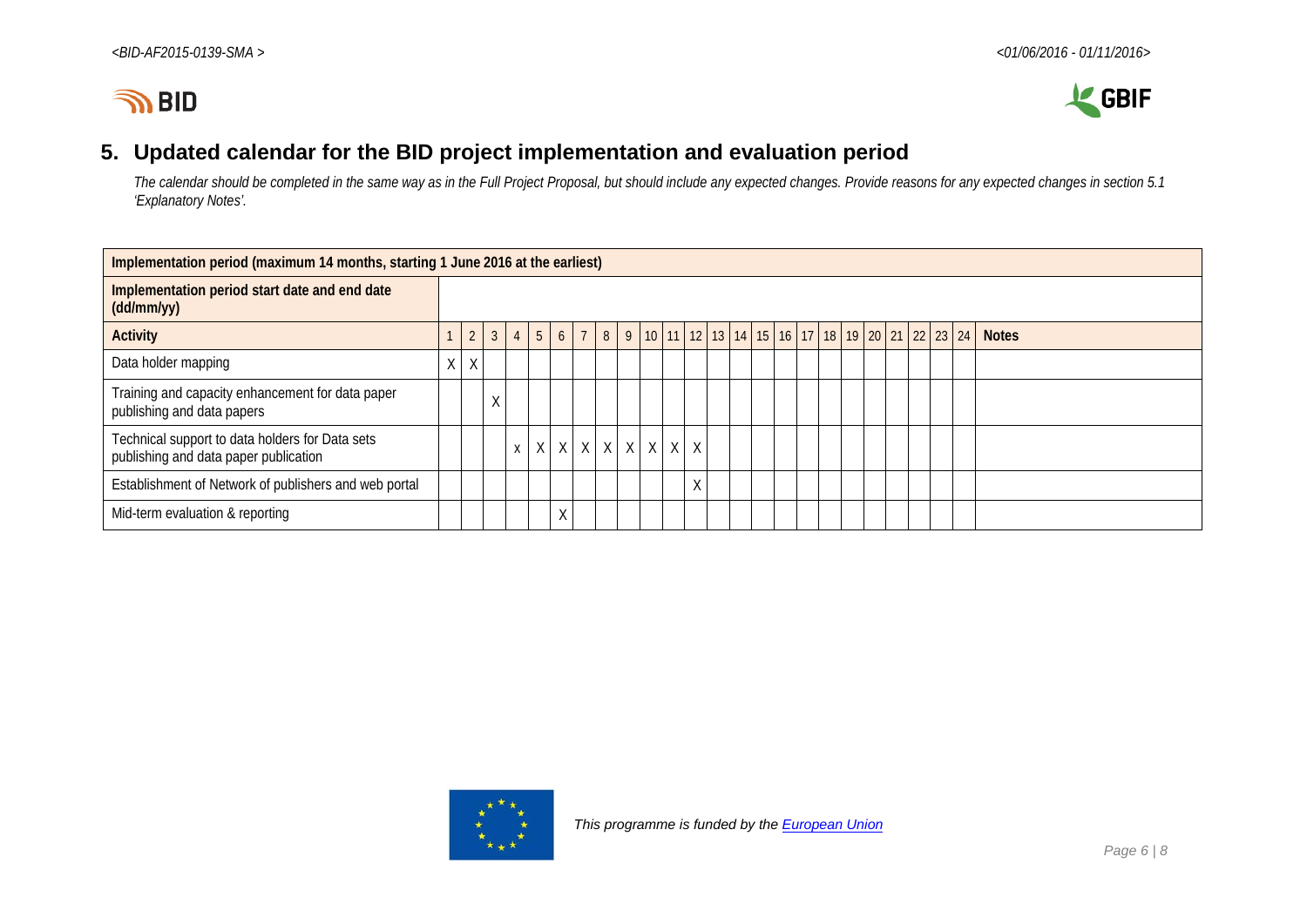## 5. Updated calendar for the BID project implementation and evaluation period

*The calendar should be completed in the same way as in the Full Project Proposal, but should include any expected changes. Provide reasons for any expected changes in section 5.1 'Explanatory Notes'.*

| Implementation period (maximum 14 months, starting 1 June 2016 at the earliest) | | | | | | | | | | | | | | | | | | | | | | | | | |
|---|---|---|---|---|---|---|---|---|---|---|---|---|---|---|---|---|---|---|---|---|---|---|---|---|---|
| Implementation period start date and end date (dd/mm/yy) | | | | | | | | | | | | | | | | | | | | | | | | | |
| **Activity** | 1 | 2 | 3 | 4 | 5 | 6 | 7 | 8 | 9 | 10 | 11 | 12 | 13 | 14 | 15 | 16 | 17 | 18 | 19 | 20 | 21 | 22 | 23 | 24 | **Notes** |
| Data holder mapping | X | X | | | | | | | | | | | | | | | | | | | | | | | |
| Training and capacity enhancement for data paper publishing and data papers | | | X | | | | | | | | | | | | | | | | | | | | | | |
| Technical support to data holders for Data sets publishing and data paper publication | | | | x | X | X | X | X | X | X | X | X | | | | | | | | | | | | | |
| Establishment of Network of publishers and web portal | | | | | | | | | | | | X | | | | | | | | | | | | | |
| Mid-term evaluation & reporting | | | | | | X | | | | | | | | | | | | | | | | | | | |

*This programme is funded by the European Union*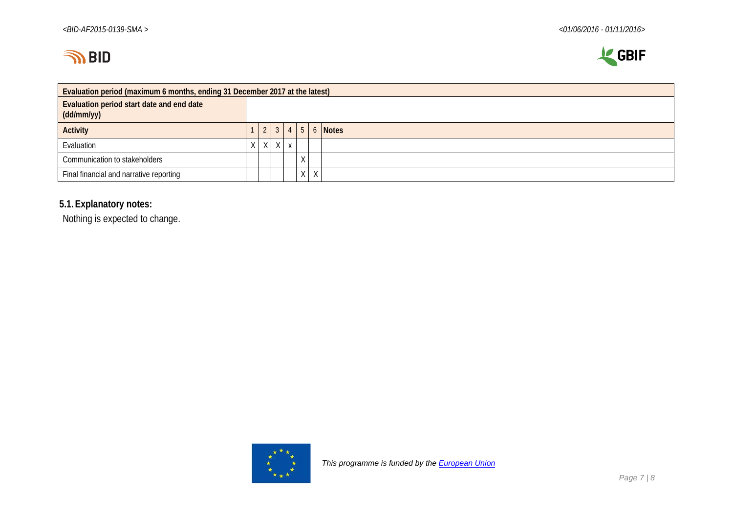| Evaluation period (maximum 6 months, ending 31 December 2017 at the latest) | | | | | | | |
|---|---|---|---|---|---|---|---|
| Evaluation period start date and end date (dd/mm/yy) | | | | | | | |
| **Activity** | 1 | 2 | 3 | 4 | 5 | 6 | **Notes** |
| Evaluation | X | X | X | x | | | |
| Communication to stakeholders | | | | | X | | |
| Final financial and narrative reporting | | | | | X | X | |

### 5.1. Explanatory notes:

Nothing is expected to change.

*This programme is funded by the European Union*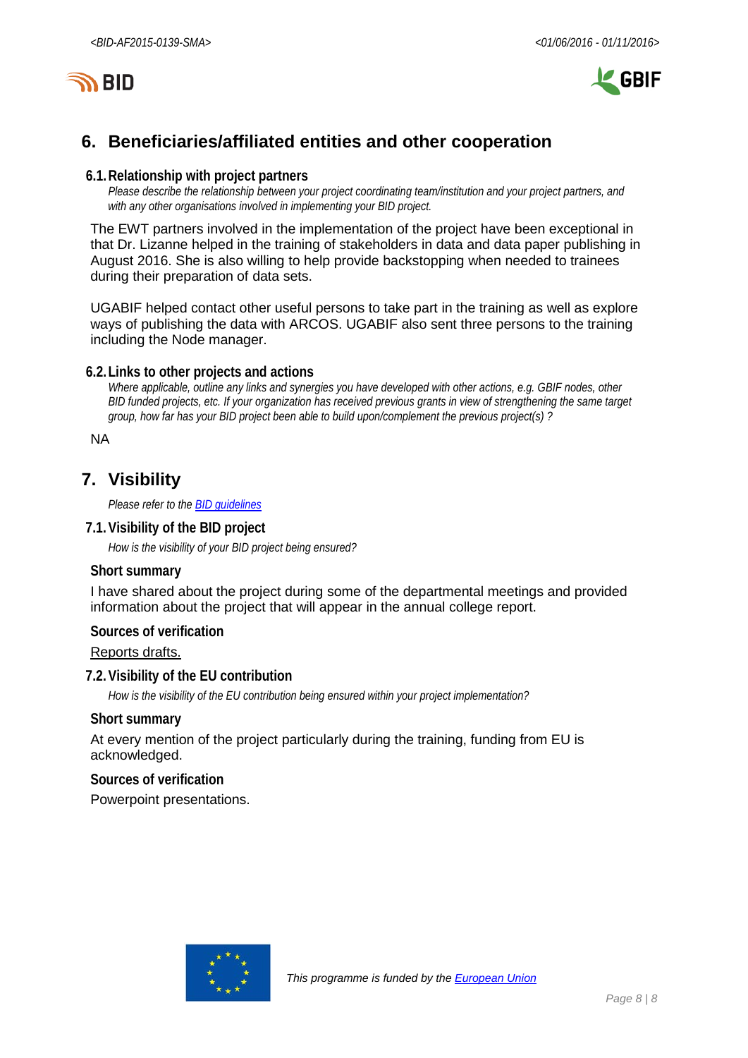## 6. Beneficiaries/affiliated entities and other cooperation

### 6.1. Relationship with project partners

*Please describe the relationship between your project coordinating team/institution and your project partners, and with any other organisations involved in implementing your BID project.*

The EWT partners involved in the implementation of the project have been exceptional in that Dr. Lizanne helped in the training of stakeholders in data and data paper publishing in August 2016. She is also willing to help provide backstopping when needed to trainees during their preparation of data sets.

UGABIF helped contact other useful persons to take part in the training as well as explore ways of publishing the data with ARCOS. UGABIF also sent three persons to the training including the Node manager.

### 6.2. Links to other projects and actions

*Where applicable, outline any links and synergies you have developed with other actions, e.g. GBIF nodes, other BID funded projects, etc. If your organization has received previous grants in view of strengthening the same target group, how far has your BID project been able to build upon/complement the previous project(s) ?*

NA

## 7. Visibility

*Please refer to the BID guidelines*

### 7.1. Visibility of the BID project

*How is the visibility of your BID project being ensured?*

**Short summary**

I have shared about the project during some of the departmental meetings and provided information about the project that will appear in the annual college report.

**Sources of verification**

Reports drafts.

### 7.2. Visibility of the EU contribution

*How is the visibility of the EU contribution being ensured within your project implementation?*

**Short summary**

At every mention of the project particularly during the training, funding from EU is acknowledged.

**Sources of verification**

Powerpoint presentations.

*This programme is funded by the European Union*